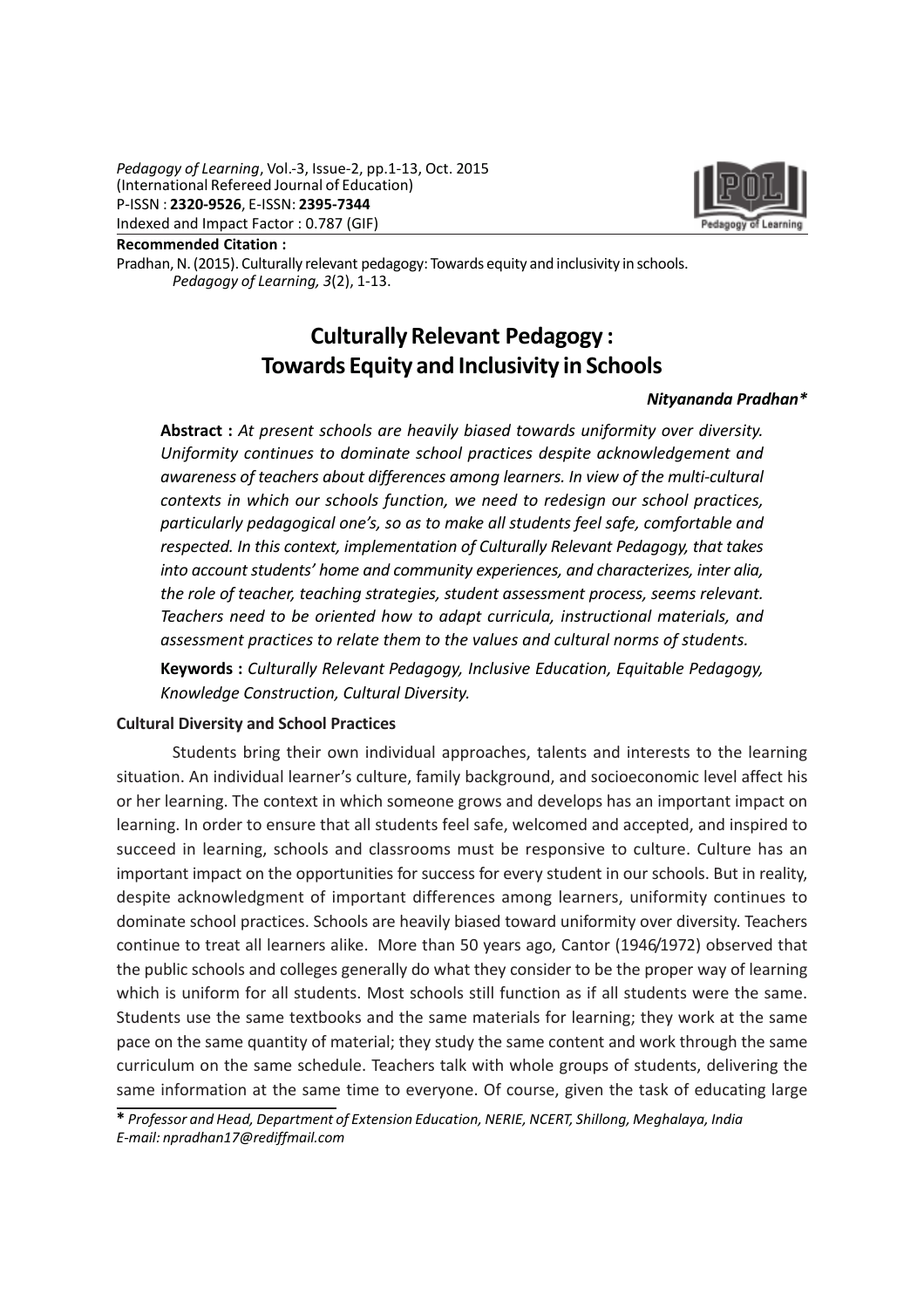*Pedagogy of Learning*, Vol.-3, Issue-2, pp.1-13, Oct. 2015
(International Refereed Journal of Education)
P-ISSN : **2320-9526**, E-ISSN: **2395-7344**
Indexed and Impact Factor : 0.787 (GIF)

**Recommended Citation :**
Pradhan, N. (2015). Culturally relevant pedagogy: Towards equity and inclusivity in schools. *Pedagogy of Learning, 3*(2), 1-13.

# Culturally Relevant Pedagogy : Towards Equity and Inclusivity in Schools

***Nityananda Pradhan****

**Abstract :** *At present schools are heavily biased towards uniformity over diversity. Uniformity continues to dominate school practices despite acknowledgement and awareness of teachers about differences among learners. In view of the multi-cultural contexts in which our schools function, we need to redesign our school practices, particularly pedagogical one's, so as to make all students feel safe, comfortable and respected. In this context, implementation of Culturally Relevant Pedagogy, that takes into account students' home and community experiences, and characterizes, inter alia, the role of teacher, teaching strategies, student assessment process, seems relevant. Teachers need to be oriented how to adapt curricula, instructional materials, and assessment practices to relate them to the values and cultural norms of students.*

**Keywords :** *Culturally Relevant Pedagogy, Inclusive Education, Equitable Pedagogy, Knowledge Construction, Cultural Diversity.*

### Cultural Diversity and School Practices

Students bring their own individual approaches, talents and interests to the learning situation. An individual learner's culture, family background, and socioeconomic level affect his or her learning. The context in which someone grows and develops has an important impact on learning. In order to ensure that all students feel safe, welcomed and accepted, and inspired to succeed in learning, schools and classrooms must be responsive to culture. Culture has an important impact on the opportunities for success for every student in our schools. But in reality, despite acknowledgment of important differences among learners, uniformity continues to dominate school practices. Schools are heavily biased toward uniformity over diversity. Teachers continue to treat all learners alike. More than 50 years ago, Cantor (1946/1972) observed that the public schools and colleges generally do what they consider to be the proper way of learning which is uniform for all students. Most schools still function as if all students were the same. Students use the same textbooks and the same materials for learning; they work at the same pace on the same quantity of material; they study the same content and work through the same curriculum on the same schedule. Teachers talk with whole groups of students, delivering the same information at the same time to everyone. Of course, given the task of educating large

\* *Professor and Head, Department of Extension Education, NERIE, NCERT, Shillong, Meghalaya, India*
*E-mail: npradhan17@rediffmail.com*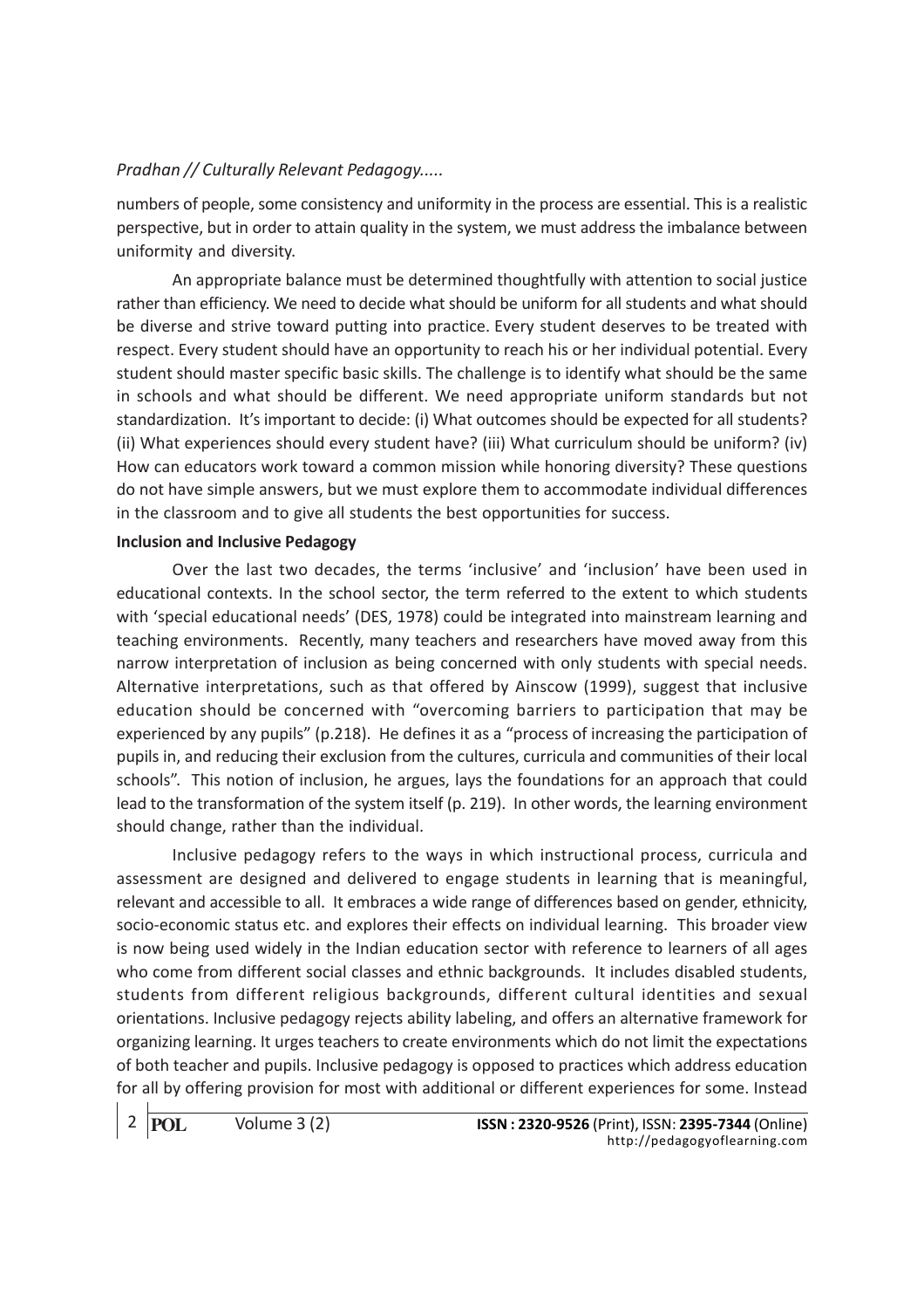numbers of people, some consistency and uniformity in the process are essential. This is a realistic perspective, but in order to attain quality in the system, we must address the imbalance between uniformity and diversity.

An appropriate balance must be determined thoughtfully with attention to social justice rather than efficiency. We need to decide what should be uniform for all students and what should be diverse and strive toward putting into practice. Every student deserves to be treated with respect. Every student should have an opportunity to reach his or her individual potential. Every student should master specific basic skills. The challenge is to identify what should be the same in schools and what should be different. We need appropriate uniform standards but not standardization. It's important to decide: (i) What outcomes should be expected for all students? (ii) What experiences should every student have? (iii) What curriculum should be uniform? (iv) How can educators work toward a common mission while honoring diversity? These questions do not have simple answers, but we must explore them to accommodate individual differences in the classroom and to give all students the best opportunities for success.

**Inclusion and Inclusive Pedagogy**

Over the last two decades, the terms 'inclusive' and 'inclusion' have been used in educational contexts. In the school sector, the term referred to the extent to which students with 'special educational needs' (DES, 1978) could be integrated into mainstream learning and teaching environments. Recently, many teachers and researchers have moved away from this narrow interpretation of inclusion as being concerned with only students with special needs. Alternative interpretations, such as that offered by Ainscow (1999), suggest that inclusive education should be concerned with "overcoming barriers to participation that may be experienced by any pupils" (p.218). He defines it as a "process of increasing the participation of pupils in, and reducing their exclusion from the cultures, curricula and communities of their local schools". This notion of inclusion, he argues, lays the foundations for an approach that could lead to the transformation of the system itself (p. 219). In other words, the learning environment should change, rather than the individual.

Inclusive pedagogy refers to the ways in which instructional process, curricula and assessment are designed and delivered to engage students in learning that is meaningful, relevant and accessible to all. It embraces a wide range of differences based on gender, ethnicity, socio-economic status etc. and explores their effects on individual learning. This broader view is now being used widely in the Indian education sector with reference to learners of all ages who come from different social classes and ethnic backgrounds. It includes disabled students, students from different religious backgrounds, different cultural identities and sexual orientations. Inclusive pedagogy rejects ability labeling, and offers an alternative framework for organizing learning. It urges teachers to create environments which do not limit the expectations of both teacher and pupils. Inclusive pedagogy is opposed to practices which address education for all by offering provision for most with additional or different experiences for some. Instead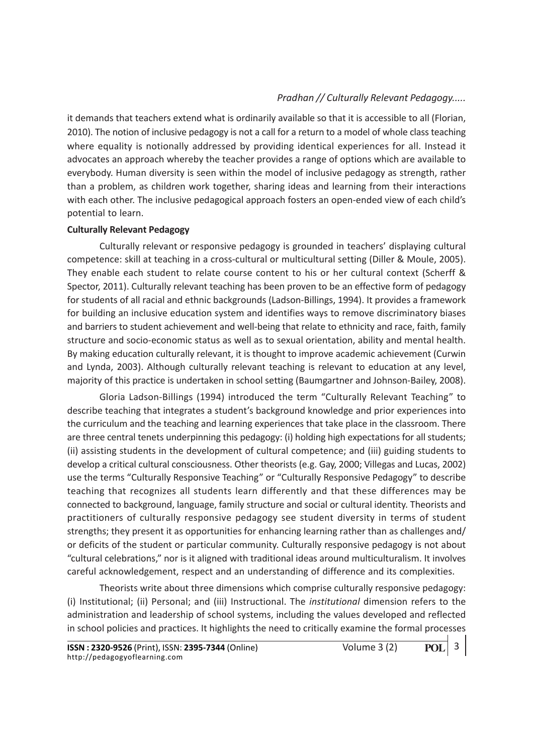it demands that teachers extend what is ordinarily available so that it is accessible to all (Florian, 2010). The notion of inclusive pedagogy is not a call for a return to a model of whole class teaching where equality is notionally addressed by providing identical experiences for all. Instead it advocates an approach whereby the teacher provides a range of options which are available to everybody. Human diversity is seen within the model of inclusive pedagogy as strength, rather than a problem, as children work together, sharing ideas and learning from their interactions with each other. The inclusive pedagogical approach fosters an open-ended view of each child's potential to learn.

**Culturally Relevant Pedagogy**

Culturally relevant or responsive pedagogy is grounded in teachers' displaying cultural competence: skill at teaching in a cross-cultural or multicultural setting (Diller & Moule, 2005). They enable each student to relate course content to his or her cultural context (Scherff & Spector, 2011). Culturally relevant teaching has been proven to be an effective form of pedagogy for students of all racial and ethnic backgrounds (Ladson-Billings, 1994). It provides a framework for building an inclusive education system and identifies ways to remove discriminatory biases and barriers to student achievement and well-being that relate to ethnicity and race, faith, family structure and socio-economic status as well as to sexual orientation, ability and mental health. By making education culturally relevant, it is thought to improve academic achievement (Curwin and Lynda, 2003). Although culturally relevant teaching is relevant to education at any level, majority of this practice is undertaken in school setting (Baumgartner and Johnson-Bailey, 2008).

Gloria Ladson-Billings (1994) introduced the term "Culturally Relevant Teaching" to describe teaching that integrates a student's background knowledge and prior experiences into the curriculum and the teaching and learning experiences that take place in the classroom. There are three central tenets underpinning this pedagogy: (i) holding high expectations for all students; (ii) assisting students in the development of cultural competence; and (iii) guiding students to develop a critical cultural consciousness. Other theorists (e.g. Gay, 2000; Villegas and Lucas, 2002) use the terms "Culturally Responsive Teaching" or "Culturally Responsive Pedagogy" to describe teaching that recognizes all students learn differently and that these differences may be connected to background, language, family structure and social or cultural identity. Theorists and practitioners of culturally responsive pedagogy see student diversity in terms of student strengths; they present it as opportunities for enhancing learning rather than as challenges and/or deficits of the student or particular community. Culturally responsive pedagogy is not about "cultural celebrations," nor is it aligned with traditional ideas around multiculturalism. It involves careful acknowledgement, respect and an understanding of difference and its complexities.

Theorists write about three dimensions which comprise culturally responsive pedagogy: (i) Institutional; (ii) Personal; and (iii) Instructional. The *institutional* dimension refers to the administration and leadership of school systems, including the values developed and reflected in school policies and practices. It highlights the need to critically examine the formal processes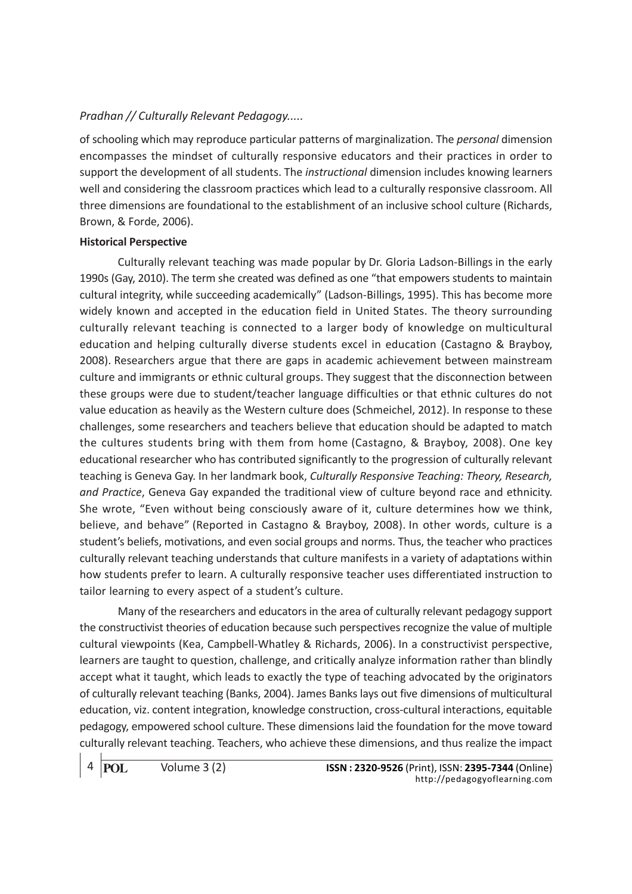of schooling which may reproduce particular patterns of marginalization. The *personal* dimension encompasses the mindset of culturally responsive educators and their practices in order to support the development of all students. The *instructional* dimension includes knowing learners well and considering the classroom practices which lead to a culturally responsive classroom. All three dimensions are foundational to the establishment of an inclusive school culture (Richards, Brown, & Forde, 2006).

**Historical Perspective**

Culturally relevant teaching was made popular by Dr. Gloria Ladson-Billings in the early 1990s (Gay, 2010). The term she created was defined as one "that empowers students to maintain cultural integrity, while succeeding academically" (Ladson-Billings, 1995). This has become more widely known and accepted in the education field in United States. The theory surrounding culturally relevant teaching is connected to a larger body of knowledge on multicultural education and helping culturally diverse students excel in education (Castagno & Brayboy, 2008). Researchers argue that there are gaps in academic achievement between mainstream culture and immigrants or ethnic cultural groups. They suggest that the disconnection between these groups were due to student/teacher language difficulties or that ethnic cultures do not value education as heavily as the Western culture does (Schmeichel, 2012). In response to these challenges, some researchers and teachers believe that education should be adapted to match the cultures students bring with them from home (Castagno, & Brayboy, 2008). One key educational researcher who has contributed significantly to the progression of culturally relevant teaching is Geneva Gay. In her landmark book, *Culturally Responsive Teaching: Theory, Research, and Practice*, Geneva Gay expanded the traditional view of culture beyond race and ethnicity. She wrote, "Even without being consciously aware of it, culture determines how we think, believe, and behave" (Reported in Castagno & Brayboy, 2008). In other words, culture is a student's beliefs, motivations, and even social groups and norms. Thus, the teacher who practices culturally relevant teaching understands that culture manifests in a variety of adaptations within how students prefer to learn. A culturally responsive teacher uses differentiated instruction to tailor learning to every aspect of a student's culture.

Many of the researchers and educators in the area of culturally relevant pedagogy support the constructivist theories of education because such perspectives recognize the value of multiple cultural viewpoints (Kea, Campbell-Whatley & Richards, 2006). In a constructivist perspective, learners are taught to question, challenge, and critically analyze information rather than blindly accept what it taught, which leads to exactly the type of teaching advocated by the originators of culturally relevant teaching (Banks, 2004). James Banks lays out five dimensions of multicultural education, viz. content integration, knowledge construction, cross-cultural interactions, equitable pedagogy, empowered school culture. These dimensions laid the foundation for the move toward culturally relevant teaching. Teachers, who achieve these dimensions, and thus realize the impact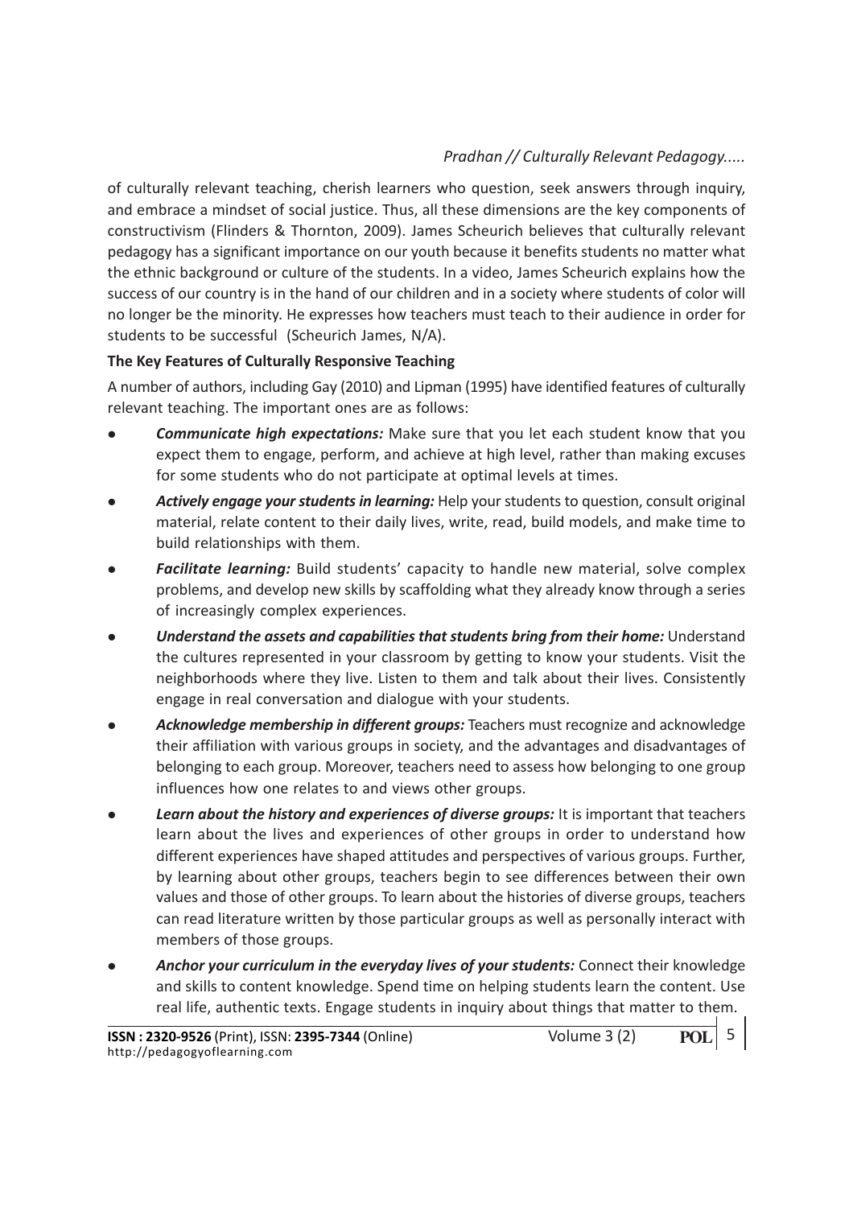of culturally relevant teaching, cherish learners who question, seek answers through inquiry, and embrace a mindset of social justice. Thus, all these dimensions are the key components of constructivism (Flinders & Thornton, 2009). James Scheurich believes that culturally relevant pedagogy has a significant importance on our youth because it benefits students no matter what the ethnic background or culture of the students. In a video, James Scheurich explains how the success of our country is in the hand of our children and in a society where students of color will no longer be the minority. He expresses how teachers must teach to their audience in order for students to be successful (Scheurich James, N/A).

**The Key Features of Culturally Responsive Teaching**

A number of authors, including Gay (2010) and Lipman (1995) have identified features of culturally relevant teaching. The important ones are as follows:

- ***Communicate high expectations:*** Make sure that you let each student know that you expect them to engage, perform, and achieve at high level, rather than making excuses for some students who do not participate at optimal levels at times.
- ***Actively engage your students in learning:*** Help your students to question, consult original material, relate content to their daily lives, write, read, build models, and make time to build relationships with them.
- ***Facilitate learning:*** Build students' capacity to handle new material, solve complex problems, and develop new skills by scaffolding what they already know through a series of increasingly complex experiences.
- ***Understand the assets and capabilities that students bring from their home:*** Understand the cultures represented in your classroom by getting to know your students. Visit the neighborhoods where they live. Listen to them and talk about their lives. Consistently engage in real conversation and dialogue with your students.
- ***Acknowledge membership in different groups:*** Teachers must recognize and acknowledge their affiliation with various groups in society, and the advantages and disadvantages of belonging to each group. Moreover, teachers need to assess how belonging to one group influences how one relates to and views other groups.
- ***Learn about the history and experiences of diverse groups:*** It is important that teachers learn about the lives and experiences of other groups in order to understand how different experiences have shaped attitudes and perspectives of various groups. Further, by learning about other groups, teachers begin to see differences between their own values and those of other groups. To learn about the histories of diverse groups, teachers can read literature written by those particular groups as well as personally interact with members of those groups.
- ***Anchor your curriculum in the everyday lives of your students:*** Connect their knowledge and skills to content knowledge. Spend time on helping students learn the content. Use real life, authentic texts. Engage students in inquiry about things that matter to them.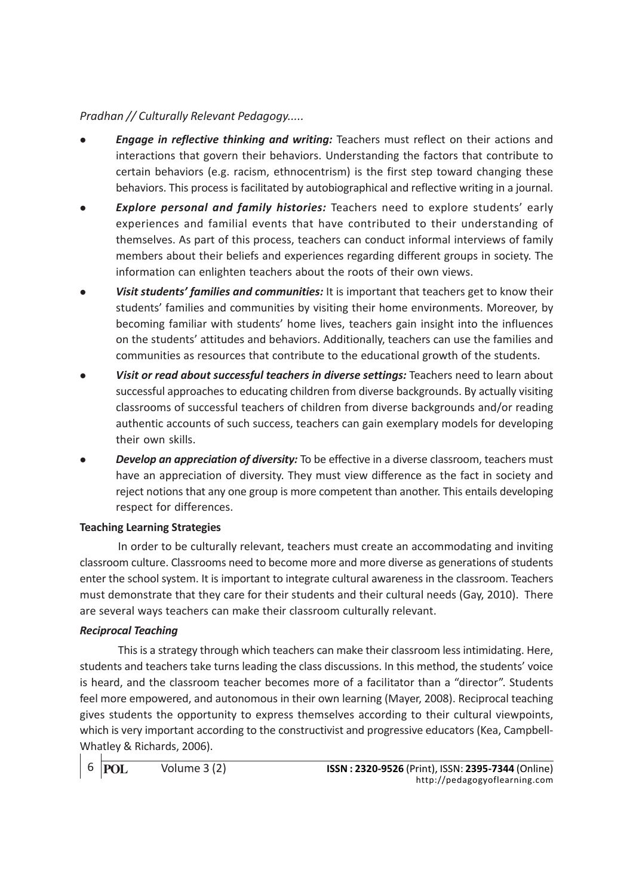- ***Engage in reflective thinking and writing:*** Teachers must reflect on their actions and interactions that govern their behaviors. Understanding the factors that contribute to certain behaviors (e.g. racism, ethnocentrism) is the first step toward changing these behaviors. This process is facilitated by autobiographical and reflective writing in a journal.
- ***Explore personal and family histories:*** Teachers need to explore students' early experiences and familial events that have contributed to their understanding of themselves. As part of this process, teachers can conduct informal interviews of family members about their beliefs and experiences regarding different groups in society. The information can enlighten teachers about the roots of their own views.
- ***Visit students' families and communities:*** It is important that teachers get to know their students' families and communities by visiting their home environments. Moreover, by becoming familiar with students' home lives, teachers gain insight into the influences on the students' attitudes and behaviors. Additionally, teachers can use the families and communities as resources that contribute to the educational growth of the students.
- ***Visit or read about successful teachers in diverse settings:*** Teachers need to learn about successful approaches to educating children from diverse backgrounds. By actually visiting classrooms of successful teachers of children from diverse backgrounds and/or reading authentic accounts of such success, teachers can gain exemplary models for developing their own skills.
- ***Develop an appreciation of diversity:*** To be effective in a diverse classroom, teachers must have an appreciation of diversity. They must view difference as the fact in society and reject notions that any one group is more competent than another. This entails developing respect for differences.

**Teaching Learning Strategies**

In order to be culturally relevant, teachers must create an accommodating and inviting classroom culture. Classrooms need to become more and more diverse as generations of students enter the school system. It is important to integrate cultural awareness in the classroom. Teachers must demonstrate that they care for their students and their cultural needs (Gay, 2010). There are several ways teachers can make their classroom culturally relevant.

***Reciprocal Teaching***

This is a strategy through which teachers can make their classroom less intimidating. Here, students and teachers take turns leading the class discussions. In this method, the students' voice is heard, and the classroom teacher becomes more of a facilitator than a "director". Students feel more empowered, and autonomous in their own learning (Mayer, 2008). Reciprocal teaching gives students the opportunity to express themselves according to their cultural viewpoints, which is very important according to the constructivist and progressive educators (Kea, Campbell-Whatley & Richards, 2006).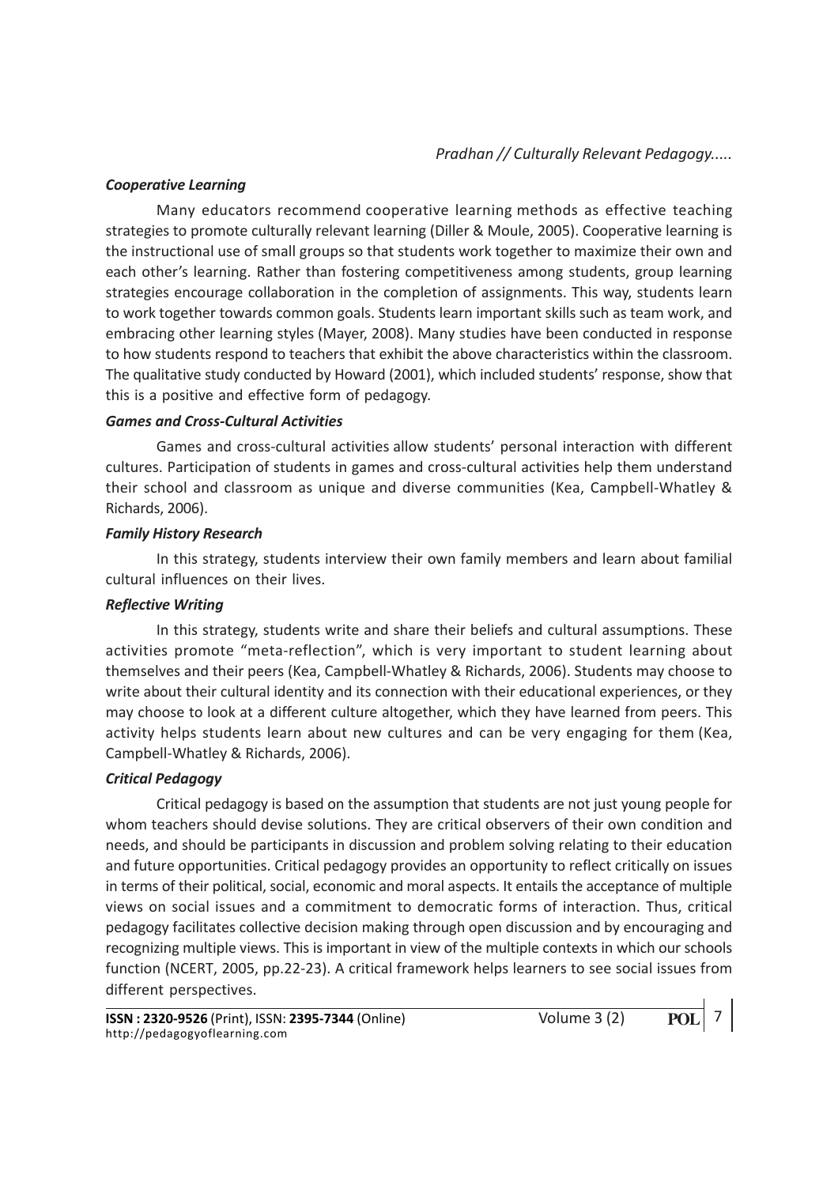### *Cooperative Learning*

Many educators recommend cooperative learning methods as effective teaching strategies to promote culturally relevant learning (Diller & Moule, 2005). Cooperative learning is the instructional use of small groups so that students work together to maximize their own and each other's learning. Rather than fostering competitiveness among students, group learning strategies encourage collaboration in the completion of assignments. This way, students learn to work together towards common goals. Students learn important skills such as team work, and embracing other learning styles (Mayer, 2008). Many studies have been conducted in response to how students respond to teachers that exhibit the above characteristics within the classroom. The qualitative study conducted by Howard (2001), which included students' response, show that this is a positive and effective form of pedagogy.

### *Games and Cross-Cultural Activities*

Games and cross-cultural activities allow students' personal interaction with different cultures. Participation of students in games and cross-cultural activities help them understand their school and classroom as unique and diverse communities (Kea, Campbell-Whatley & Richards, 2006).

### *Family History Research*

In this strategy, students interview their own family members and learn about familial cultural influences on their lives.

### *Reflective Writing*

In this strategy, students write and share their beliefs and cultural assumptions. These activities promote "meta-reflection", which is very important to student learning about themselves and their peers (Kea, Campbell-Whatley & Richards, 2006). Students may choose to write about their cultural identity and its connection with their educational experiences, or they may choose to look at a different culture altogether, which they have learned from peers. This activity helps students learn about new cultures and can be very engaging for them (Kea, Campbell-Whatley & Richards, 2006).

### *Critical Pedagogy*

Critical pedagogy is based on the assumption that students are not just young people for whom teachers should devise solutions. They are critical observers of their own condition and needs, and should be participants in discussion and problem solving relating to their education and future opportunities. Critical pedagogy provides an opportunity to reflect critically on issues in terms of their political, social, economic and moral aspects. It entails the acceptance of multiple views on social issues and a commitment to democratic forms of interaction. Thus, critical pedagogy facilitates collective decision making through open discussion and by encouraging and recognizing multiple views. This is important in view of the multiple contexts in which our schools function (NCERT, 2005, pp.22-23). A critical framework helps learners to see social issues from different perspectives.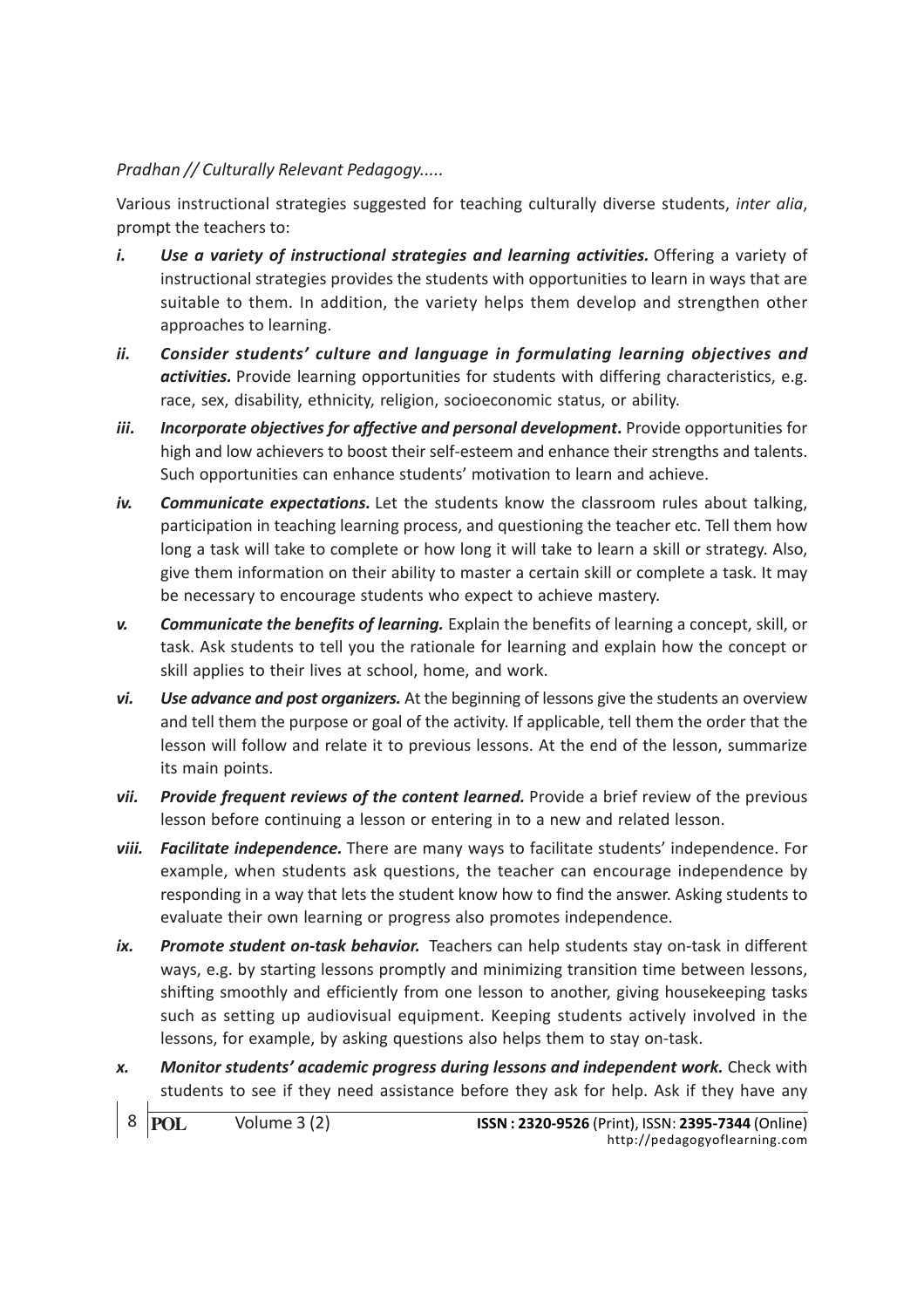Various instructional strategies suggested for teaching culturally diverse students, *inter alia*, prompt the teachers to:

*i.* ***Use a variety of instructional strategies and learning activities.*** Offering a variety of instructional strategies provides the students with opportunities to learn in ways that are suitable to them. In addition, the variety helps them develop and strengthen other approaches to learning.

*ii.* ***Consider students' culture and language in formulating learning objectives and activities.*** Provide learning opportunities for students with differing characteristics, e.g. race, sex, disability, ethnicity, religion, socioeconomic status, or ability.

*iii.* ***Incorporate objectives for affective and personal development*.** Provide opportunities for high and low achievers to boost their self-esteem and enhance their strengths and talents. Such opportunities can enhance students' motivation to learn and achieve.

*iv.* ***Communicate expectations.*** Let the students know the classroom rules about talking, participation in teaching learning process, and questioning the teacher etc. Tell them how long a task will take to complete or how long it will take to learn a skill or strategy. Also, give them information on their ability to master a certain skill or complete a task. It may be necessary to encourage students who expect to achieve mastery.

*v.* ***Communicate the benefits of learning.*** Explain the benefits of learning a concept, skill, or task. Ask students to tell you the rationale for learning and explain how the concept or skill applies to their lives at school, home, and work.

*vi.* ***Use advance and post organizers.*** At the beginning of lessons give the students an overview and tell them the purpose or goal of the activity. If applicable, tell them the order that the lesson will follow and relate it to previous lessons. At the end of the lesson, summarize its main points.

*vii.* ***Provide frequent reviews of the content learned.*** Provide a brief review of the previous lesson before continuing a lesson or entering in to a new and related lesson.

*viii.* ***Facilitate independence.*** There are many ways to facilitate students' independence. For example, when students ask questions, the teacher can encourage independence by responding in a way that lets the student know how to find the answer. Asking students to evaluate their own learning or progress also promotes independence.

*ix.* ***Promote student on-task behavior.*** Teachers can help students stay on-task in different ways, e.g. by starting lessons promptly and minimizing transition time between lessons, shifting smoothly and efficiently from one lesson to another, giving housekeeping tasks such as setting up audiovisual equipment. Keeping students actively involved in the lessons, for example, by asking questions also helps them to stay on-task.

*x.* ***Monitor students' academic progress during lessons and independent work.*** Check with students to see if they need assistance before they ask for help. Ask if they have any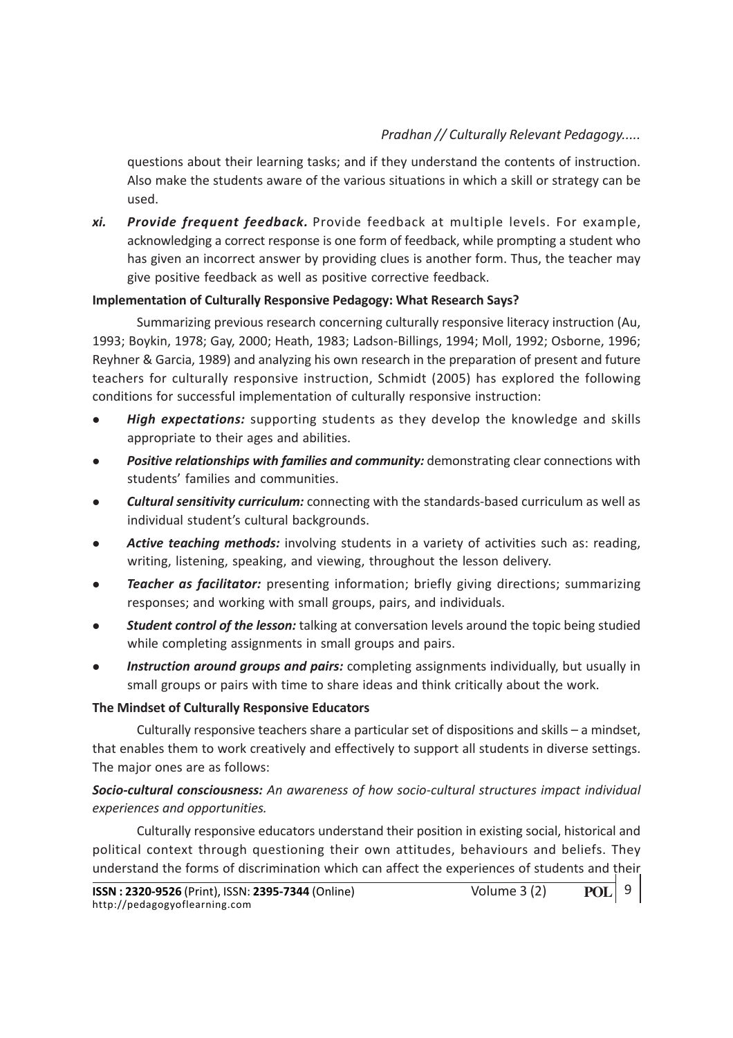questions about their learning tasks; and if they understand the contents of instruction. Also make the students aware of the various situations in which a skill or strategy can be used.

*xi.* ***Provide frequent feedback.*** Provide feedback at multiple levels. For example, acknowledging a correct response is one form of feedback, while prompting a student who has given an incorrect answer by providing clues is another form. Thus, the teacher may give positive feedback as well as positive corrective feedback.

**Implementation of Culturally Responsive Pedagogy: What Research Says?**

Summarizing previous research concerning culturally responsive literacy instruction (Au, 1993; Boykin, 1978; Gay, 2000; Heath, 1983; Ladson-Billings, 1994; Moll, 1992; Osborne, 1996; Reyhner & Garcia, 1989) and analyzing his own research in the preparation of present and future teachers for culturally responsive instruction, Schmidt (2005) has explored the following conditions for successful implementation of culturally responsive instruction:

- ***High expectations:*** supporting students as they develop the knowledge and skills appropriate to their ages and abilities.
- ***Positive relationships with families and community:*** demonstrating clear connections with students' families and communities.
- ***Cultural sensitivity curriculum:*** connecting with the standards-based curriculum as well as individual student's cultural backgrounds.
- ***Active teaching methods:*** involving students in a variety of activities such as: reading, writing, listening, speaking, and viewing, throughout the lesson delivery.
- ***Teacher as facilitator:*** presenting information; briefly giving directions; summarizing responses; and working with small groups, pairs, and individuals.
- ***Student control of the lesson:*** talking at conversation levels around the topic being studied while completing assignments in small groups and pairs.
- ***Instruction around groups and pairs:*** completing assignments individually, but usually in small groups or pairs with time to share ideas and think critically about the work.

**The Mindset of Culturally Responsive Educators**

Culturally responsive teachers share a particular set of dispositions and skills – a mindset, that enables them to work creatively and effectively to support all students in diverse settings. The major ones are as follows:

***Socio-cultural consciousness:*** *An awareness of how socio-cultural structures impact individual experiences and opportunities.*

Culturally responsive educators understand their position in existing social, historical and political context through questioning their own attitudes, behaviours and beliefs. They understand the forms of discrimination which can affect the experiences of students and their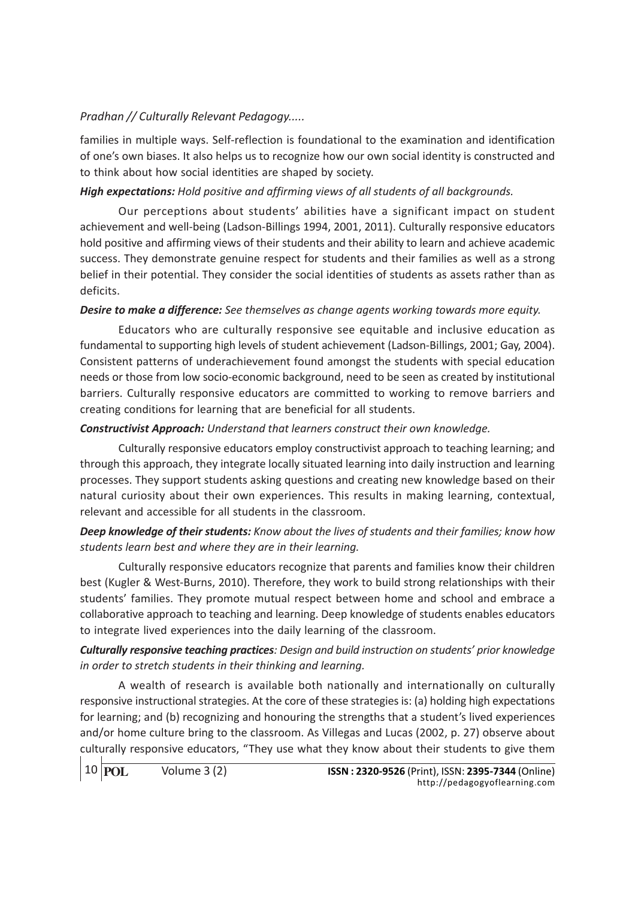families in multiple ways. Self-reflection is foundational to the examination and identification of one's own biases. It also helps us to recognize how our own social identity is constructed and to think about how social identities are shaped by society.

***High expectations:*** *Hold positive and affirming views of all students of all backgrounds.*

Our perceptions about students' abilities have a significant impact on student achievement and well-being (Ladson-Billings 1994, 2001, 2011). Culturally responsive educators hold positive and affirming views of their students and their ability to learn and achieve academic success. They demonstrate genuine respect for students and their families as well as a strong belief in their potential. They consider the social identities of students as assets rather than as deficits.

***Desire to make a difference:*** *See themselves as change agents working towards more equity.*

Educators who are culturally responsive see equitable and inclusive education as fundamental to supporting high levels of student achievement (Ladson-Billings, 2001; Gay, 2004). Consistent patterns of underachievement found amongst the students with special education needs or those from low socio-economic background, need to be seen as created by institutional barriers. Culturally responsive educators are committed to working to remove barriers and creating conditions for learning that are beneficial for all students.

***Constructivist Approach:*** *Understand that learners construct their own knowledge.*

Culturally responsive educators employ constructivist approach to teaching learning; and through this approach, they integrate locally situated learning into daily instruction and learning processes. They support students asking questions and creating new knowledge based on their natural curiosity about their own experiences. This results in making learning, contextual, relevant and accessible for all students in the classroom.

***Deep knowledge of their students:*** *Know about the lives of students and their families; know how students learn best and where they are in their learning.*

Culturally responsive educators recognize that parents and families know their children best (Kugler & West-Burns, 2010). Therefore, they work to build strong relationships with their students' families. They promote mutual respect between home and school and embrace a collaborative approach to teaching and learning. Deep knowledge of students enables educators to integrate lived experiences into the daily learning of the classroom.

***Culturally responsive teaching practices****: Design and build instruction on students' prior knowledge in order to stretch students in their thinking and learning.*

A wealth of research is available both nationally and internationally on culturally responsive instructional strategies. At the core of these strategies is: (a) holding high expectations for learning; and (b) recognizing and honouring the strengths that a student's lived experiences and/or home culture bring to the classroom. As Villegas and Lucas (2002, p. 27) observe about culturally responsive educators, "They use what they know about their students to give them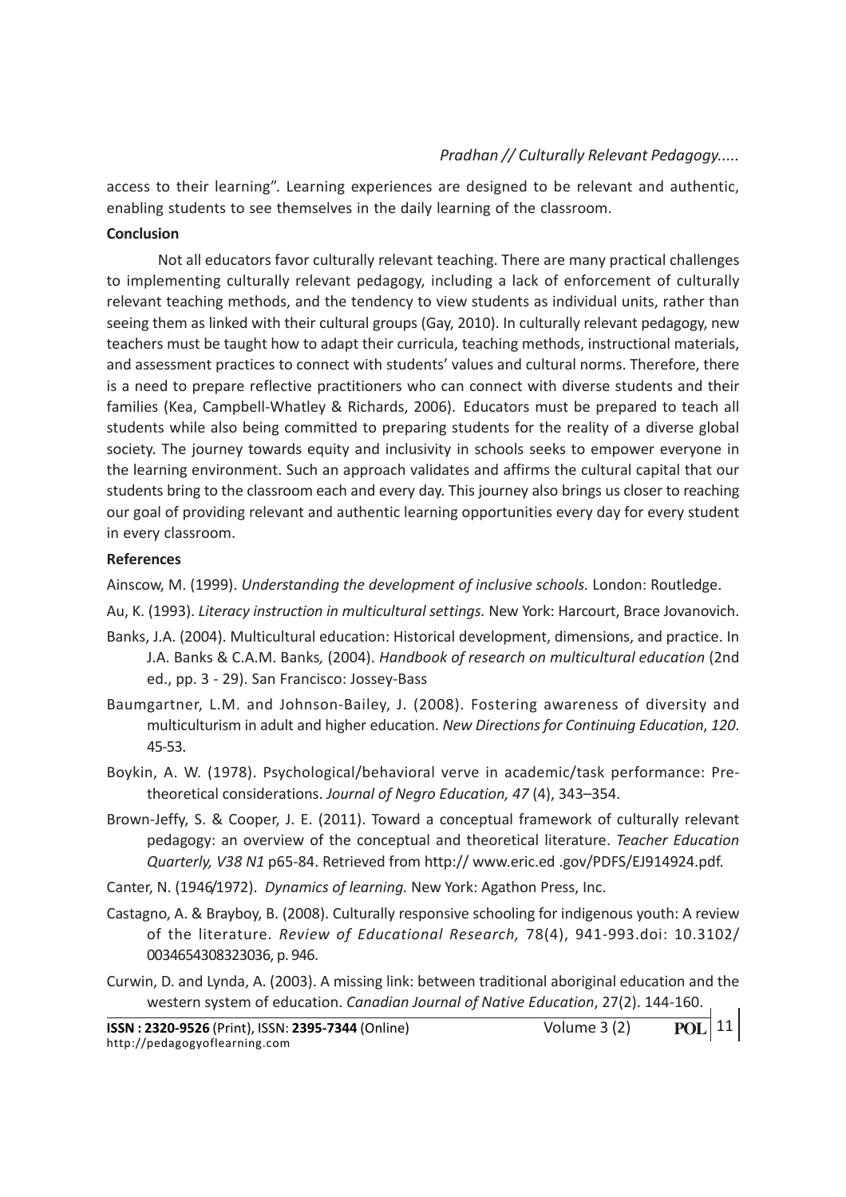access to their learning". Learning experiences are designed to be relevant and authentic, enabling students to see themselves in the daily learning of the classroom.

**Conclusion**

Not all educators favor culturally relevant teaching. There are many practical challenges to implementing culturally relevant pedagogy, including a lack of enforcement of culturally relevant teaching methods, and the tendency to view students as individual units, rather than seeing them as linked with their cultural groups (Gay, 2010). In culturally relevant pedagogy, new teachers must be taught how to adapt their curricula, teaching methods, instructional materials, and assessment practices to connect with students' values and cultural norms. Therefore, there is a need to prepare reflective practitioners who can connect with diverse students and their families (Kea, Campbell-Whatley & Richards, 2006). Educators must be prepared to teach all students while also being committed to preparing students for the reality of a diverse global society. The journey towards equity and inclusivity in schools seeks to empower everyone in the learning environment. Such an approach validates and affirms the cultural capital that our students bring to the classroom each and every day. This journey also brings us closer to reaching our goal of providing relevant and authentic learning opportunities every day for every student in every classroom.

**References**

Ainscow, M. (1999). *Understanding the development of inclusive schools.* London: Routledge.

Au, K. (1993). *Literacy instruction in multicultural settings.* New York: Harcourt, Brace Jovanovich.

Banks, J.A. (2004). Multicultural education: Historical development, dimensions, and practice. In J.A. Banks & C.A.M. Banks, (2004). *Handbook of research on multicultural education* (2nd ed., pp. 3 - 29). San Francisco: Jossey-Bass

Baumgartner, L.M. and Johnson-Bailey, J. (2008). Fostering awareness of diversity and multiculturism in adult and higher education. *New Directions for Continuing Education*, *120*. 45-53.

Boykin, A. W. (1978). Psychological/behavioral verve in academic/task performance: Pre-theoretical considerations. *Journal of Negro Education, 47* (4), 343–354.

Brown-Jeffy, S. & Cooper, J. E. (2011). Toward a conceptual framework of culturally relevant pedagogy: an overview of the conceptual and theoretical literature. *Teacher Education Quarterly, V38 N1* p65-84. Retrieved from http:// www.eric.ed .gov/PDFS/EJ914924.pdf.

Canter, N. (1946/1972). *Dynamics of learning.* New York: Agathon Press, Inc.

Castagno, A. & Brayboy, B. (2008). Culturally responsive schooling for indigenous youth: A review of the literature. *Review of Educational Research,* 78(4), 941-993.doi: 10.3102/ 0034654308323036, p. 946.

Curwin, D. and Lynda, A. (2003). A missing link: between traditional aboriginal education and the western system of education. *Canadian Journal of Native Education*, 27(2). 144-160.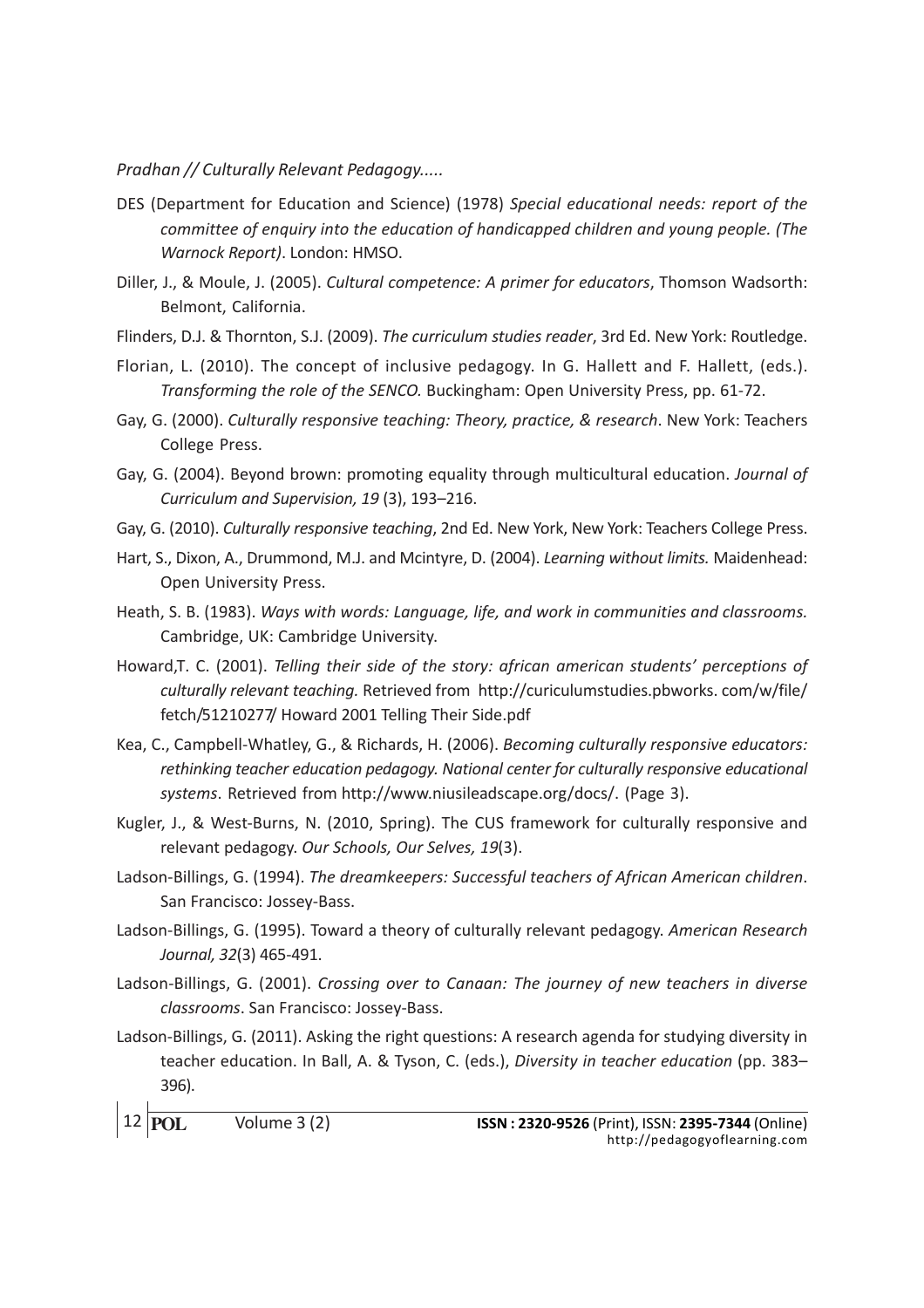DES (Department for Education and Science) (1978) *Special educational needs: report of the committee of enquiry into the education of handicapped children and young people. (The Warnock Report)*. London: HMSO.

Diller, J., & Moule, J. (2005). *Cultural competence: A primer for educators*, Thomson Wadsorth: Belmont, California.

Flinders, D.J. & Thornton, S.J. (2009). *The curriculum studies reader*, 3rd Ed. New York: Routledge.

Florian, L. (2010). The concept of inclusive pedagogy. In G. Hallett and F. Hallett, (eds.). *Transforming the role of the SENCO.* Buckingham: Open University Press, pp. 61-72.

Gay, G. (2000). *Culturally responsive teaching: Theory, practice, & research*. New York: Teachers College Press.

Gay, G. (2004). Beyond brown: promoting equality through multicultural education. *Journal of Curriculum and Supervision, 19* (3), 193–216.

Gay, G. (2010). *Culturally responsive teaching*, 2nd Ed. New York, New York: Teachers College Press.

Hart, S., Dixon, A., Drummond, M.J. and Mcintyre, D. (2004). *Learning without limits.* Maidenhead: Open University Press.

Heath, S. B. (1983). *Ways with words: Language, life, and work in communities and classrooms.* Cambridge, UK: Cambridge University.

Howard,T. C. (2001). *Telling their side of the story: african american students' perceptions of culturally relevant teaching.* Retrieved from http://curiculumstudies.pbworks. com/w/file/fetch/51210277/ Howard 2001 Telling Their Side.pdf

Kea, C., Campbell-Whatley, G., & Richards, H. (2006). *Becoming culturally responsive educators: rethinking teacher education pedagogy. National center for culturally responsive educational systems*. Retrieved from http://www.niusileadscape.org/docs/. (Page 3).

Kugler, J., & West-Burns, N. (2010, Spring). The CUS framework for culturally responsive and relevant pedagogy. *Our Schools, Our Selves, 19*(3).

Ladson-Billings, G. (1994). *The dreamkeepers: Successful teachers of African American children*. San Francisco: Jossey-Bass.

Ladson-Billings, G. (1995). Toward a theory of culturally relevant pedagogy. *American Research Journal, 32*(3) 465-491.

Ladson-Billings, G. (2001). *Crossing over to Canaan: The journey of new teachers in diverse classrooms*. San Francisco: Jossey-Bass.

Ladson-Billings, G. (2011). Asking the right questions: A research agenda for studying diversity in teacher education. In Ball, A. & Tyson, C. (eds.), *Diversity in teacher education* (pp. 383–396).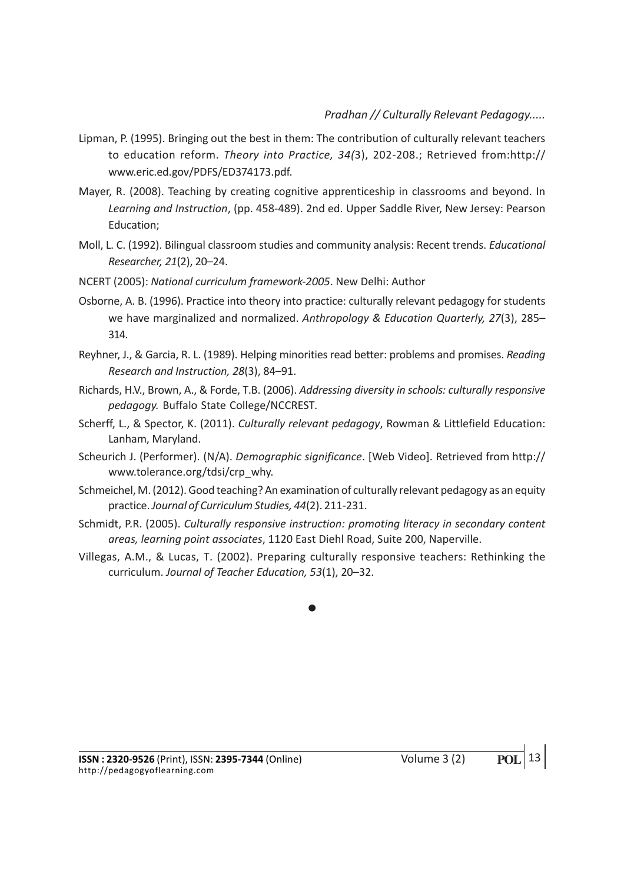Lipman, P. (1995). Bringing out the best in them: The contribution of culturally relevant teachers to education reform. *Theory into Practice, 34(*3), 202-208.; Retrieved from:http://www.eric.ed.gov/PDFS/ED374173.pdf.

Mayer, R. (2008). Teaching by creating cognitive apprenticeship in classrooms and beyond. In *Learning and Instruction*, (pp. 458-489). 2nd ed. Upper Saddle River, New Jersey: Pearson Education;

Moll, L. C. (1992). Bilingual classroom studies and community analysis: Recent trends. *Educational Researcher, 21*(2), 20–24.

NCERT (2005): *National curriculum framework-2005*. New Delhi: Author

Osborne, A. B. (1996). Practice into theory into practice: culturally relevant pedagogy for students we have marginalized and normalized. *Anthropology & Education Quarterly, 27*(3), 285–314.

Reyhner, J., & Garcia, R. L. (1989). Helping minorities read better: problems and promises. *Reading Research and Instruction, 28*(3), 84–91.

Richards, H.V., Brown, A., & Forde, T.B. (2006). *Addressing diversity in schools: culturally responsive pedagogy.* Buffalo State College/NCCREST.

Scherff, L., & Spector, K. (2011). *Culturally relevant pedagogy*, Rowman & Littlefield Education: Lanham, Maryland.

Scheurich J. (Performer). (N/A). *Demographic significance*. [Web Video]. Retrieved from http://www.tolerance.org/tdsi/crp_why.

Schmeichel, M. (2012). Good teaching? An examination of culturally relevant pedagogy as an equity practice. *Journal of Curriculum Studies, 44*(2). 211-231.

Schmidt, P.R. (2005). *Culturally responsive instruction: promoting literacy in secondary content areas, learning point associates*, 1120 East Diehl Road, Suite 200, Naperville.

Villegas, A.M., & Lucas, T. (2002). Preparing culturally responsive teachers: Rethinking the curriculum. *Journal of Teacher Education, 53*(1), 20–32.